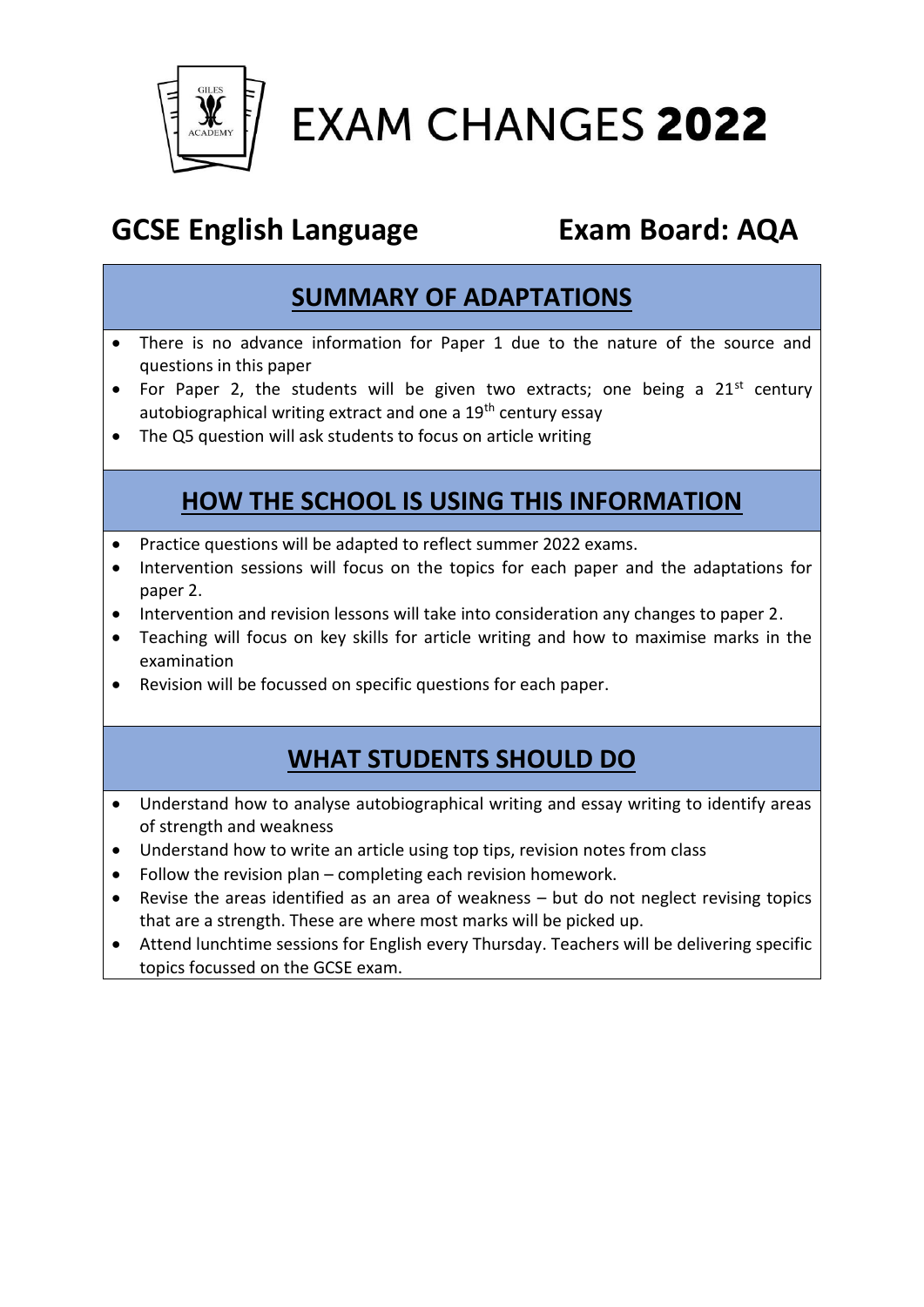# EXAM CHANGES **2022**

## GCSE English Language — Exam Board: AQA

### SUMMARY OF ADAPTATIONS

- There is no advance information for Paper 1 due to the nature of the source and questions in this paper
- For Paper 2, the students will be given two extracts; one being a 21st century autobiographical writing extract and one a 19th century essay
- The Q5 question will ask students to focus on article writing

### HOW THE SCHOOL IS USING THIS INFORMATION

- Practice questions will be adapted to reflect summer 2022 exams.
- Intervention sessions will focus on the topics for each paper and the adaptations for paper 2.
- Intervention and revision lessons will take into consideration any changes to paper 2.
- Teaching will focus on key skills for article writing and how to maximise marks in the examination
- Revision will be focussed on specific questions for each paper.

### WHAT STUDENTS SHOULD DO

- Understand how to analyse autobiographical writing and essay writing to identify areas of strength and weakness
- Understand how to write an article using top tips, revision notes from class
- Follow the revision plan – completing each revision homework.
- Revise the areas identified as an area of weakness – but do not neglect revising topics that are a strength. These are where most marks will be picked up.
- Attend lunchtime sessions for English every Thursday. Teachers will be delivering specific topics focussed on the GCSE exam.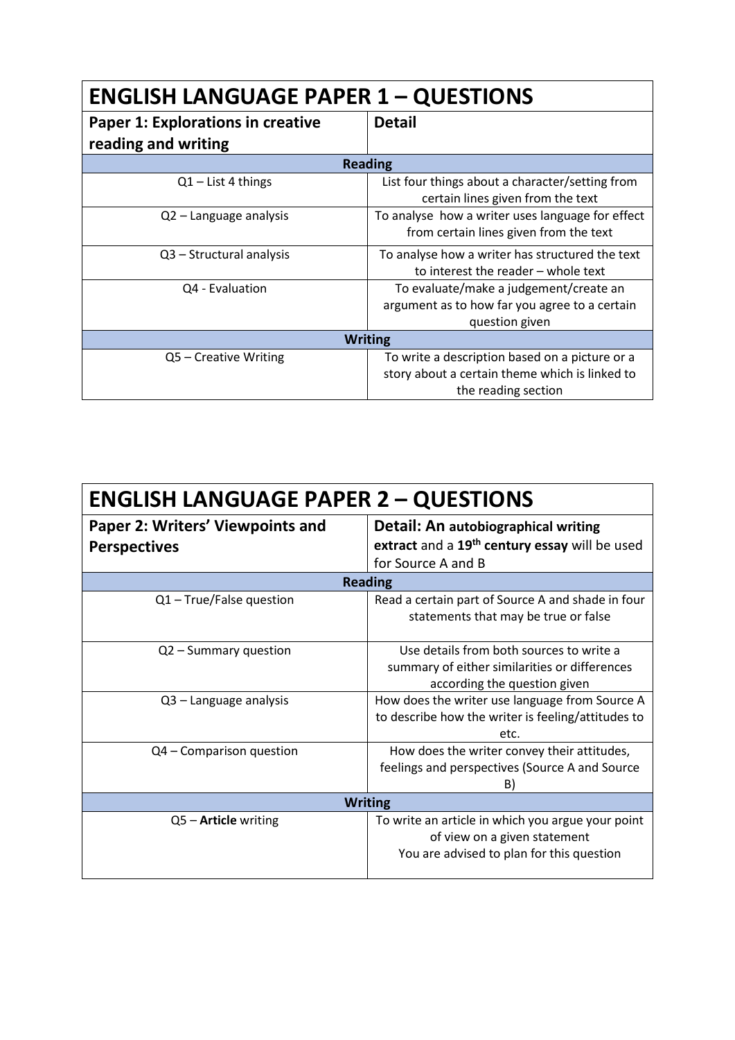| ENGLISH LANGUAGE PAPER 1 – QUESTIONS | |
|---|---|
| **Paper 1: Explorations in creative reading and writing** | **Detail** |
| **Reading** | |
| Q1 – List 4 things | List four things about a character/setting from certain lines given from the text |
| Q2 – Language analysis | To analyse how a writer uses language for effect from certain lines given from the text |
| Q3 – Structural analysis | To analyse how a writer has structured the text to interest the reader – whole text |
| Q4 - Evaluation | To evaluate/make a judgement/create an argument as to how far you agree to a certain question given |
| **Writing** | |
| Q5 – Creative Writing | To write a description based on a picture or a story about a certain theme which is linked to the reading section |

| ENGLISH LANGUAGE PAPER 2 – QUESTIONS | |
|---|---|
| **Paper 2: Writers' Viewpoints and Perspectives** | **Detail: An autobiographical writing extract** and a **19th century essay** will be used for Source A and B |
| **Reading** | |
| Q1 – True/False question | Read a certain part of Source A and shade in four statements that may be true or false |
| Q2 – Summary question | Use details from both sources to write a summary of either similarities or differences according the question given |
| Q3 – Language analysis | How does the writer use language from Source A to describe how the writer is feeling/attitudes to etc. |
| Q4 – Comparison question | How does the writer convey their attitudes, feelings and perspectives (Source A and Source B) |
| **Writing** | |
| Q5 – **Article** writing | To write an article in which you argue your point of view on a given statement<br>You are advised to plan for this question |